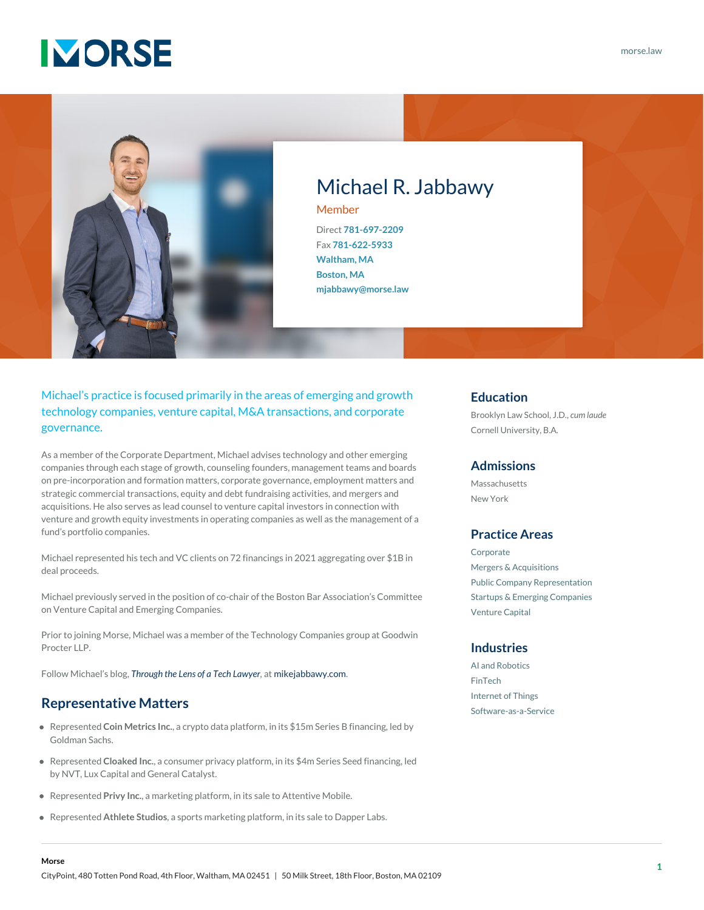MORSE

morse.law

# Michael R. Jabbawy

Member

Direct 781-697-2209
Fax 781-622-5933
Waltham, MA
Boston, MA
mjabbawy@morse.law

Michael's practice is focused primarily in the areas of emerging and growth technology companies, venture capital, M&A transactions, and corporate governance.

As a member of the Corporate Department, Michael advises technology and other emerging companies through each stage of growth, counseling founders, management teams and boards on pre-incorporation and formation matters, corporate governance, employment matters and strategic commercial transactions, equity and debt fundraising activities, and mergers and acquisitions. He also serves as lead counsel to venture capital investors in connection with venture and growth equity investments in operating companies as well as the management of a fund's portfolio companies.

Michael represented his tech and VC clients on 72 financings in 2021 aggregating over $1B in deal proceeds.

Michael previously served in the position of co-chair of the Boston Bar Association's Committee on Venture Capital and Emerging Companies.

Prior to joining Morse, Michael was a member of the Technology Companies group at Goodwin Procter LLP.

Follow Michael's blog, *Through the Lens of a Tech Lawyer*, at mikejabbawy.com.

## Representative Matters

- Represented **Coin Metrics Inc.**, a crypto data platform, in its $15m Series B financing, led by Goldman Sachs.
- Represented **Cloaked Inc.**, a consumer privacy platform, in its $4m Series Seed financing, led by NVT, Lux Capital and General Catalyst.
- Represented **Privy Inc.**, a marketing platform, in its sale to Attentive Mobile.
- Represented **Athlete Studios**, a sports marketing platform, in its sale to Dapper Labs.

## Education

Brooklyn Law School, J.D., *cum laude*
Cornell University, B.A.

## Admissions

Massachusetts
New York

## Practice Areas

Corporate
Mergers & Acquisitions
Public Company Representation
Startups & Emerging Companies
Venture Capital

## Industries

AI and Robotics
FinTech
Internet of Things
Software-as-a-Service

**Morse**
CityPoint, 480 Totten Pond Road, 4th Floor, Waltham, MA 02451 | 50 Milk Street, 18th Floor, Boston, MA 02109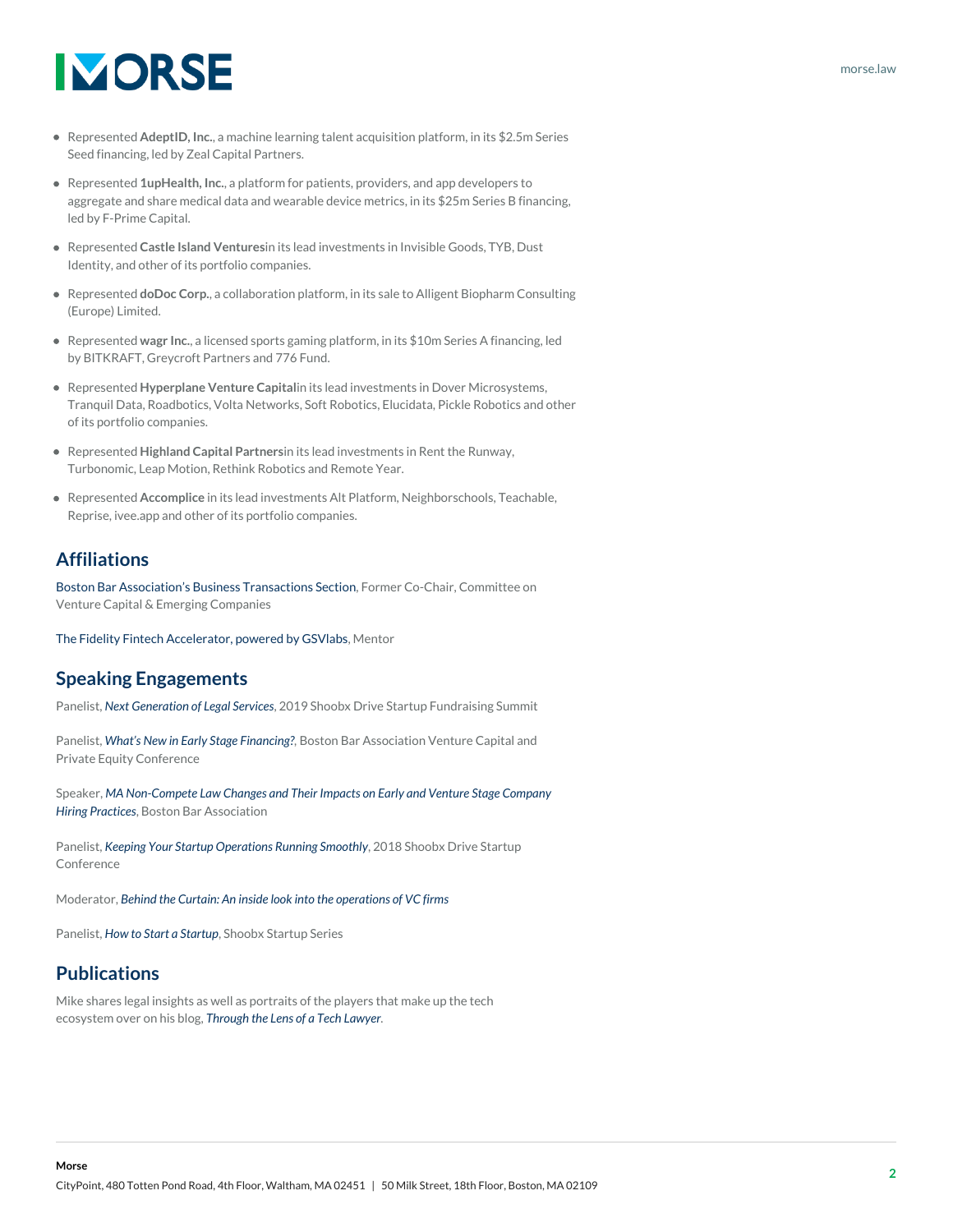- Represented **AdeptID, Inc.**, a machine learning talent acquisition platform, in its $2.5m Series Seed financing, led by Zeal Capital Partners.
- Represented **1upHealth, Inc.**, a platform for patients, providers, and app developers to aggregate and share medical data and wearable device metrics, in its $25m Series B financing, led by F-Prime Capital.
- Represented **Castle Island Ventures**in its lead investments in Invisible Goods, TYB, Dust Identity, and other of its portfolio companies.
- Represented **doDoc Corp.**, a collaboration platform, in its sale to Alligent Biopharm Consulting (Europe) Limited.
- Represented **wagr Inc.**, a licensed sports gaming platform, in its $10m Series A financing, led by BITKRAFT, Greycroft Partners and 776 Fund.
- Represented **Hyperplane Venture Capital**in its lead investments in Dover Microsystems, Tranquil Data, Roadbotics, Volta Networks, Soft Robotics, Elucidata, Pickle Robotics and other of its portfolio companies.
- Represented **Highland Capital Partners**in its lead investments in Rent the Runway, Turbonomic, Leap Motion, Rethink Robotics and Remote Year.
- Represented **Accomplice** in its lead investments Alt Platform, Neighborschools, Teachable, Reprise, ivee.app and other of its portfolio companies.

## Affiliations

Boston Bar Association's Business Transactions Section, Former Co-Chair, Committee on Venture Capital & Emerging Companies

The Fidelity Fintech Accelerator, powered by GSVlabs, Mentor

## Speaking Engagements

Panelist, *Next Generation of Legal Services*, 2019 Shoobx Drive Startup Fundraising Summit

Panelist, *What's New in Early Stage Financing?*, Boston Bar Association Venture Capital and Private Equity Conference

Speaker, *MA Non-Compete Law Changes and Their Impacts on Early and Venture Stage Company Hiring Practices*, Boston Bar Association

Panelist, *Keeping Your Startup Operations Running Smoothly*, 2018 Shoobx Drive Startup Conference

Moderator, *Behind the Curtain: An inside look into the operations of VC firms*

Panelist, *How to Start a Startup*, Shoobx Startup Series

## Publications

Mike shares legal insights as well as portraits of the players that make up the tech ecosystem over on his blog, *Through the Lens of a Tech Lawyer*.